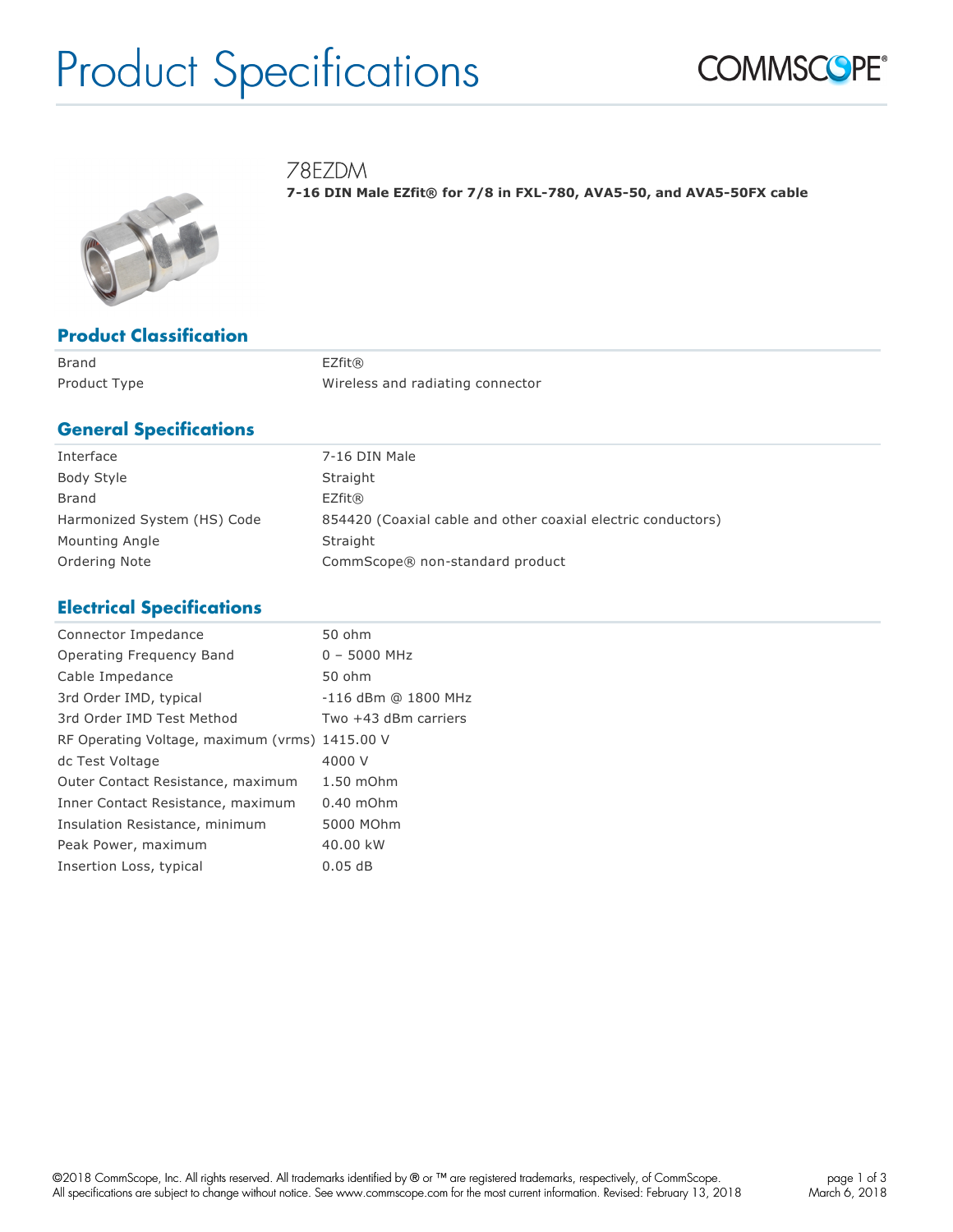# Product Specifications

COMMSCOPE®

## 78EZDM

**7-16 DIN Male EZfit® for 7/8 in FXL-780, AVA5-50, and AVA5-50FX cable**

### Product Classification

| | |
|---|---|
| Brand | EZfit® |
| Product Type | Wireless and radiating connector |

### General Specifications

| | |
|---|---|
| Interface | 7-16 DIN Male |
| Body Style | Straight |
| Brand | EZfit® |
| Harmonized System (HS) Code | 854420 (Coaxial cable and other coaxial electric conductors) |
| Mounting Angle | Straight |
| Ordering Note | CommScope® non-standard product |

### Electrical Specifications

| | |
|---|---|
| Connector Impedance | 50 ohm |
| Operating Frequency Band | 0 – 5000 MHz |
| Cable Impedance | 50 ohm |
| 3rd Order IMD, typical | -116 dBm @ 1800 MHz |
| 3rd Order IMD Test Method | Two +43 dBm carriers |
| RF Operating Voltage, maximum (vrms) | 1415.00 V |
| dc Test Voltage | 4000 V |
| Outer Contact Resistance, maximum | 1.50 mOhm |
| Inner Contact Resistance, maximum | 0.40 mOhm |
| Insulation Resistance, minimum | 5000 MOhm |
| Peak Power, maximum | 40.00 kW |
| Insertion Loss, typical | 0.05 dB |

©2018 CommScope, Inc. All rights reserved. All trademarks identified by ® or ™ are registered trademarks, respectively, of CommScope.
All specifications are subject to change without notice. See www.commscope.com for the most current information. Revised: February 13, 2018

March 6, 2018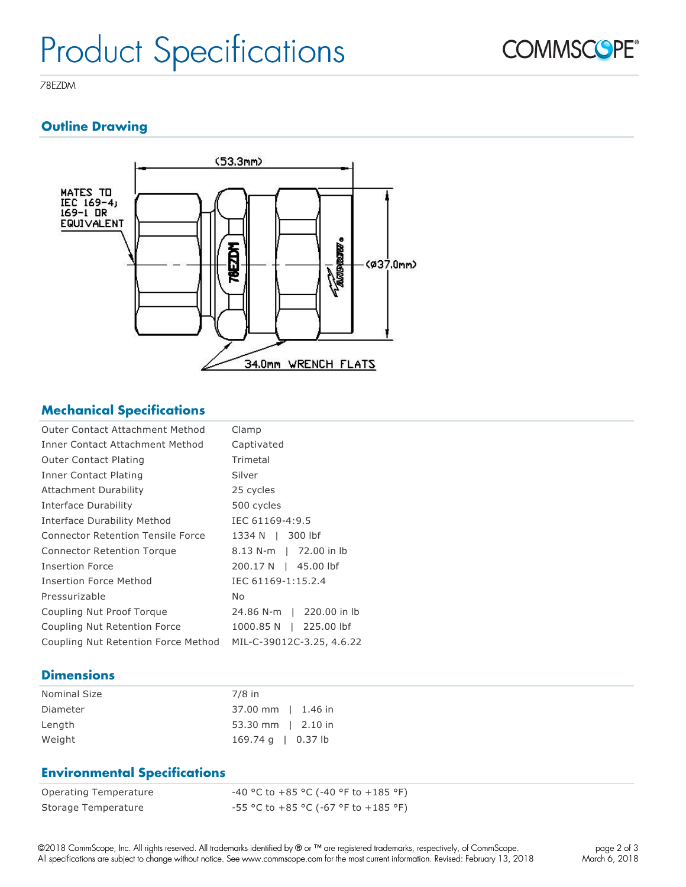# Product Specifications

78EZDM

## Outline Drawing

(53.3mm)

MATES TO IEC 169-4; 169-1 OR EQUIVALENT

(ø37.0mm)

34.0mm WRENCH FLATS

## Mechanical Specifications

| | |
|---|---|
| Outer Contact Attachment Method | Clamp |
| Inner Contact Attachment Method | Captivated |
| Outer Contact Plating | Trimetal |
| Inner Contact Plating | Silver |
| Attachment Durability | 25 cycles |
| Interface Durability | 500 cycles |
| Interface Durability Method | IEC 61169-4:9.5 |
| Connector Retention Tensile Force | 1334 N \| 300 lbf |
| Connector Retention Torque | 8.13 N-m \| 72.00 in lb |
| Insertion Force | 200.17 N \| 45.00 lbf |
| Insertion Force Method | IEC 61169-1:15.2.4 |
| Pressurizable | No |
| Coupling Nut Proof Torque | 24.86 N-m \| 220.00 in lb |
| Coupling Nut Retention Force | 1000.85 N \| 225.00 lbf |
| Coupling Nut Retention Force Method | MIL-C-39012C-3.25, 4.6.22 |

## Dimensions

| | |
|---|---|
| Nominal Size | 7/8 in |
| Diameter | 37.00 mm \| 1.46 in |
| Length | 53.30 mm \| 2.10 in |
| Weight | 169.74 g \| 0.37 lb |

## Environmental Specifications

| | |
|---|---|
| Operating Temperature | -40 °C to +85 °C (-40 °F to +185 °F) |
| Storage Temperature | -55 °C to +85 °C (-67 °F to +185 °F) |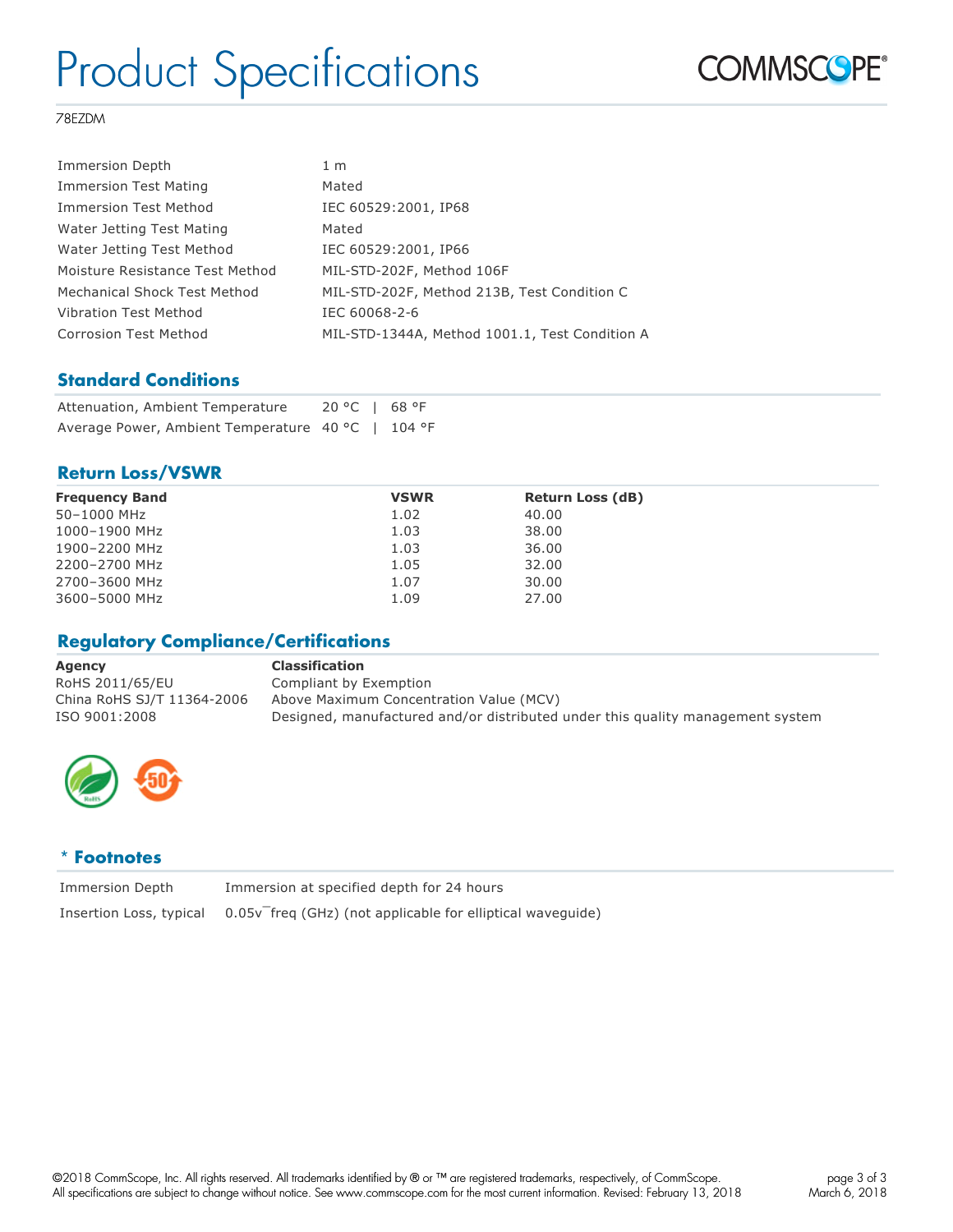78EZDM

| | |
|---|---|
| Immersion Depth | 1 m |
| Immersion Test Mating | Mated |
| Immersion Test Method | IEC 60529:2001, IP68 |
| Water Jetting Test Mating | Mated |
| Water Jetting Test Method | IEC 60529:2001, IP66 |
| Moisture Resistance Test Method | MIL-STD-202F, Method 106F |
| Mechanical Shock Test Method | MIL-STD-202F, Method 213B, Test Condition C |
| Vibration Test Method | IEC 60068-2-6 |
| Corrosion Test Method | MIL-STD-1344A, Method 1001.1, Test Condition A |

## Standard Conditions

| | |
|---|---|
| Attenuation, Ambient Temperature | 20 °C \| 68 °F |
| Average Power, Ambient Temperature | 40 °C \| 104 °F |

## Return Loss/VSWR

| Frequency Band | VSWR | Return Loss (dB) |
|---|---|---|
| 50–1000 MHz | 1.02 | 40.00 |
| 1000–1900 MHz | 1.03 | 38.00 |
| 1900–2200 MHz | 1.03 | 36.00 |
| 2200–2700 MHz | 1.05 | 32.00 |
| 2700–3600 MHz | 1.07 | 30.00 |
| 3600–5000 MHz | 1.09 | 27.00 |

## Regulatory Compliance/Certifications

| Agency | Classification |
|---|---|
| RoHS 2011/65/EU | Compliant by Exemption |
| China RoHS SJ/T 11364-2006 | Above Maximum Concentration Value (MCV) |
| ISO 9001:2008 | Designed, manufactured and/or distributed under this quality management system |

## * Footnotes

| | |
|---|---|
| Immersion Depth | Immersion at specified depth for 24 hours |
| Insertion Loss, typical | 0.05v¯freq (GHz) (not applicable for elliptical waveguide) |

©2018 CommScope, Inc. All rights reserved. All trademarks identified by ® or ™ are registered trademarks, respectively, of CommScope.
All specifications are subject to change without notice. See www.commscope.com for the most current information. Revised: February 13, 2018